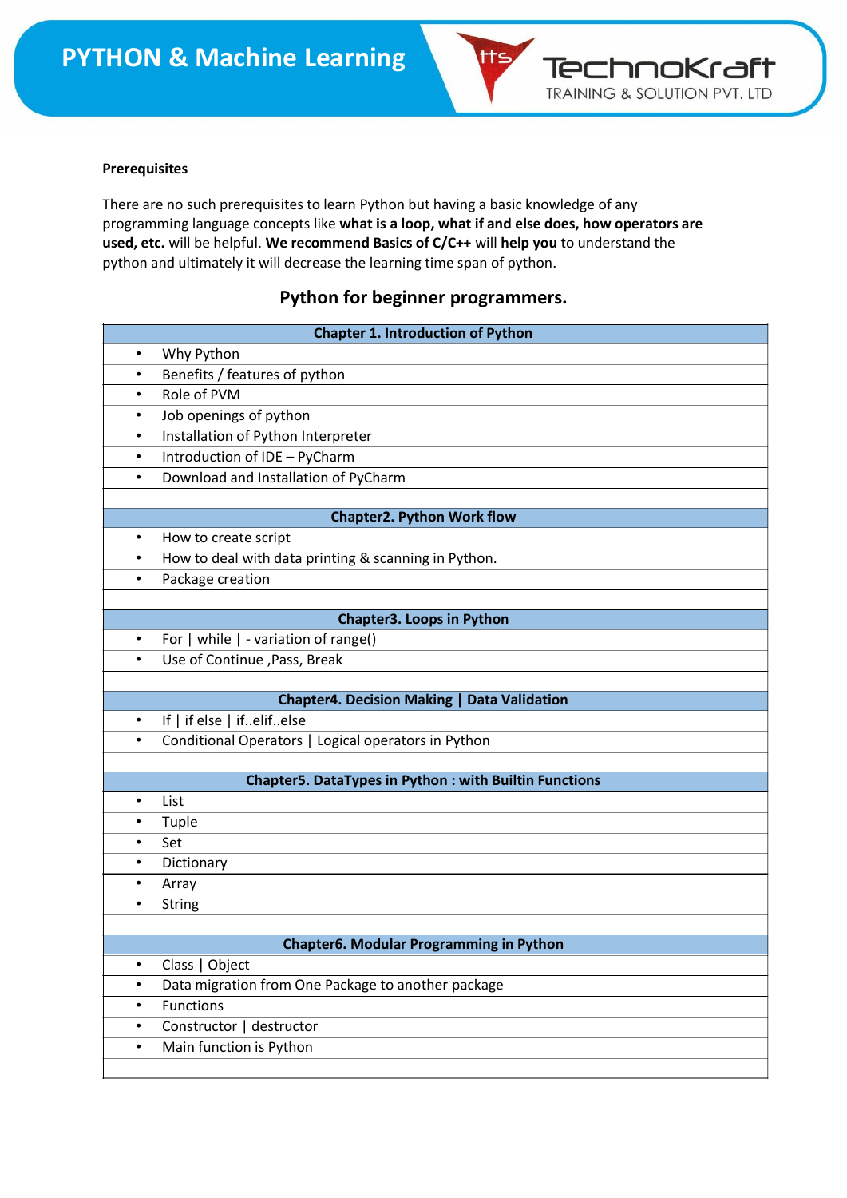**Prerequisites**

There are no such prerequisites to learn Python but having a basic knowledge of any programming language concepts like **what is a loop, what if and else does, how operators are used, etc.** will be helpful. **We recommend Basics of C/C++** will **help you** to understand the python and ultimately it will decrease the learning time span of python.

## Python for beginner programmers.

| Chapter 1. Introduction of Python |
|---|
| • Why Python |
| • Benefits / features of python |
| • Role of PVM |
| • Job openings of python |
| • Installation of Python Interpreter |
| • Introduction of IDE – PyCharm |
| • Download and Installation of PyCharm |
| |
| **Chapter2. Python Work flow** |
| • How to create script |
| • How to deal with data printing & scanning in Python. |
| • Package creation |
| |
| **Chapter3. Loops in Python** |
| • For \| while \| - variation of range() |
| • Use of Continue ,Pass, Break |
| |
| **Chapter4. Decision Making \| Data Validation** |
| • If \| if else \| if..elif..else |
| • Conditional Operators \| Logical operators in Python |
| |
| **Chapter5. DataTypes in Python : with Builtin Functions** |
| • List |
| • Tuple |
| • Set |
| • Dictionary |
| • Array |
| • String |
| |
| **Chapter6. Modular Programming in Python** |
| • Class \| Object |
| • Data migration from One Package to another package |
| • Functions |
| • Constructor \| destructor |
| • Main function is Python |
| |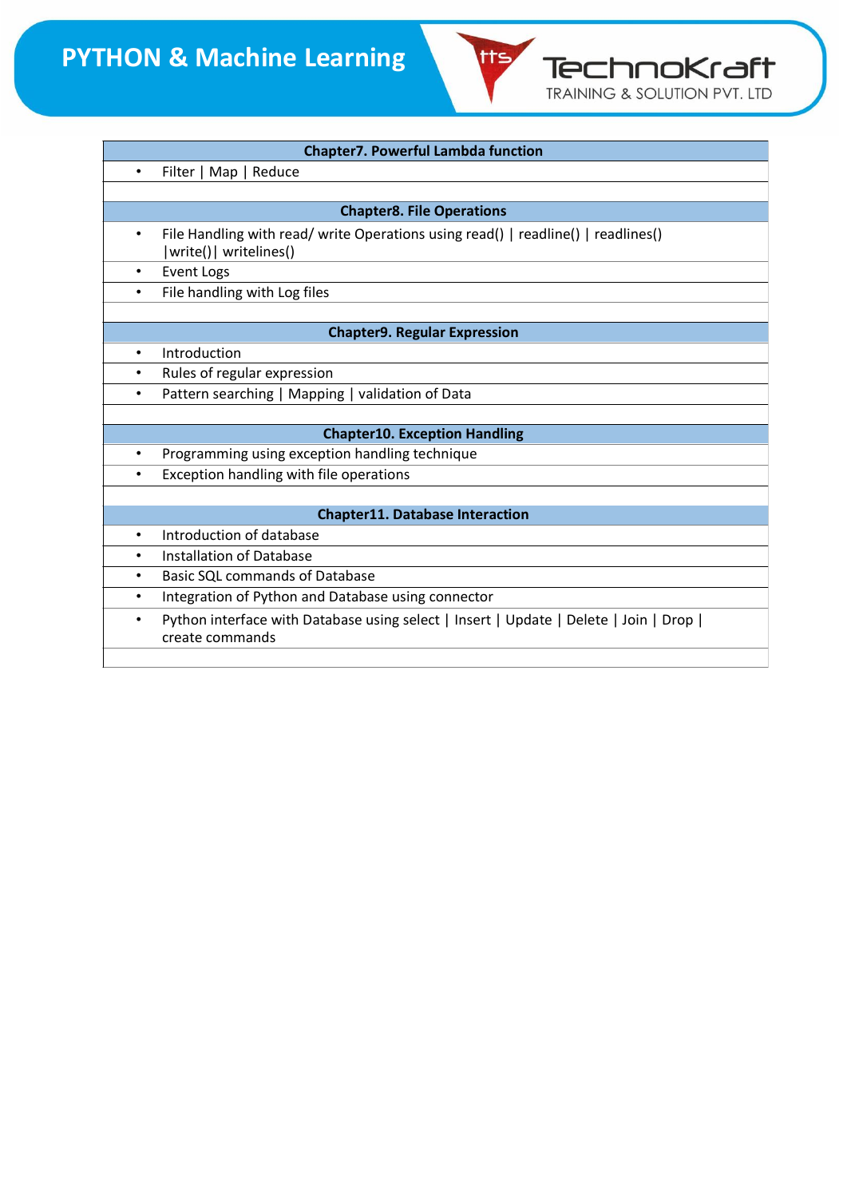| Chapter7. Powerful Lambda function |
|---|
| • Filter \| Map \| Reduce |
| |
| **Chapter8. File Operations** |
| • File Handling with read/ write Operations using read() \| readline() \| readlines() \|write()\| writelines() |
| • Event Logs |
| • File handling with Log files |
| |
| **Chapter9. Regular Expression** |
| • Introduction |
| • Rules of regular expression |
| • Pattern searching \| Mapping \| validation of Data |
| |
| **Chapter10. Exception Handling** |
| • Programming using exception handling technique |
| • Exception handling with file operations |
| |
| **Chapter11. Database Interaction** |
| • Introduction of database |
| • Installation of Database |
| • Basic SQL commands of Database |
| • Integration of Python and Database using connector |
| • Python interface with Database using select \| Insert \| Update \| Delete \| Join \| Drop \| create commands |
| |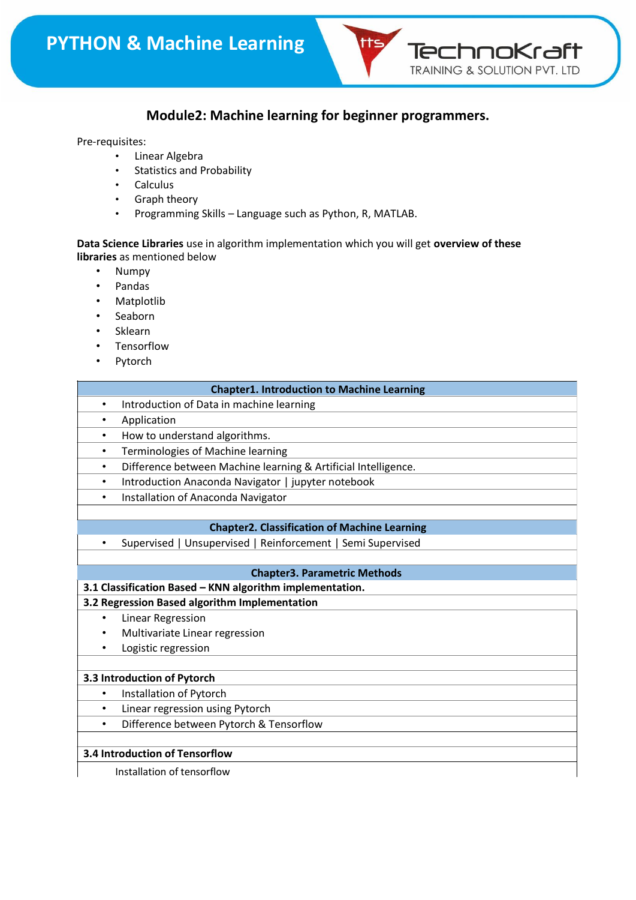## Module2: Machine learning for beginner programmers.

Pre-requisites:

- Linear Algebra
- Statistics and Probability
- Calculus
- Graph theory
- Programming Skills – Language such as Python, R, MATLAB.

**Data Science Libraries** use in algorithm implementation which you will get **overview of these libraries** as mentioned below

- Numpy
- Pandas
- Matplotlib
- Seaborn
- Sklearn
- Tensorflow
- Pytorch

| **Chapter1. Introduction to Machine Learning** |
|---|
| • Introduction of Data in machine learning |
| • Application |
| • How to understand algorithms. |
| • Terminologies of Machine learning |
| • Difference between Machine learning & Artificial Intelligence. |
| • Introduction Anaconda Navigator \| jupyter notebook |
| • Installation of Anaconda Navigator |
| |
| **Chapter2. Classification of Machine Learning** |
| • Supervised \| Unsupervised \| Reinforcement \| Semi Supervised |
| |
| **Chapter3. Parametric Methods** |
| **3.1 Classification Based – KNN algorithm implementation.** |
| **3.2 Regression Based algorithm Implementation** |
| • Linear Regression<br>• Multivariate Linear regression<br>• Logistic regression |
| |
| **3.3 Introduction of Pytorch** |
| • Installation of Pytorch |
| • Linear regression using Pytorch |
| • Difference between Pytorch & Tensorflow |
| |
| **3.4 Introduction of Tensorflow** |
| Installation of tensorflow |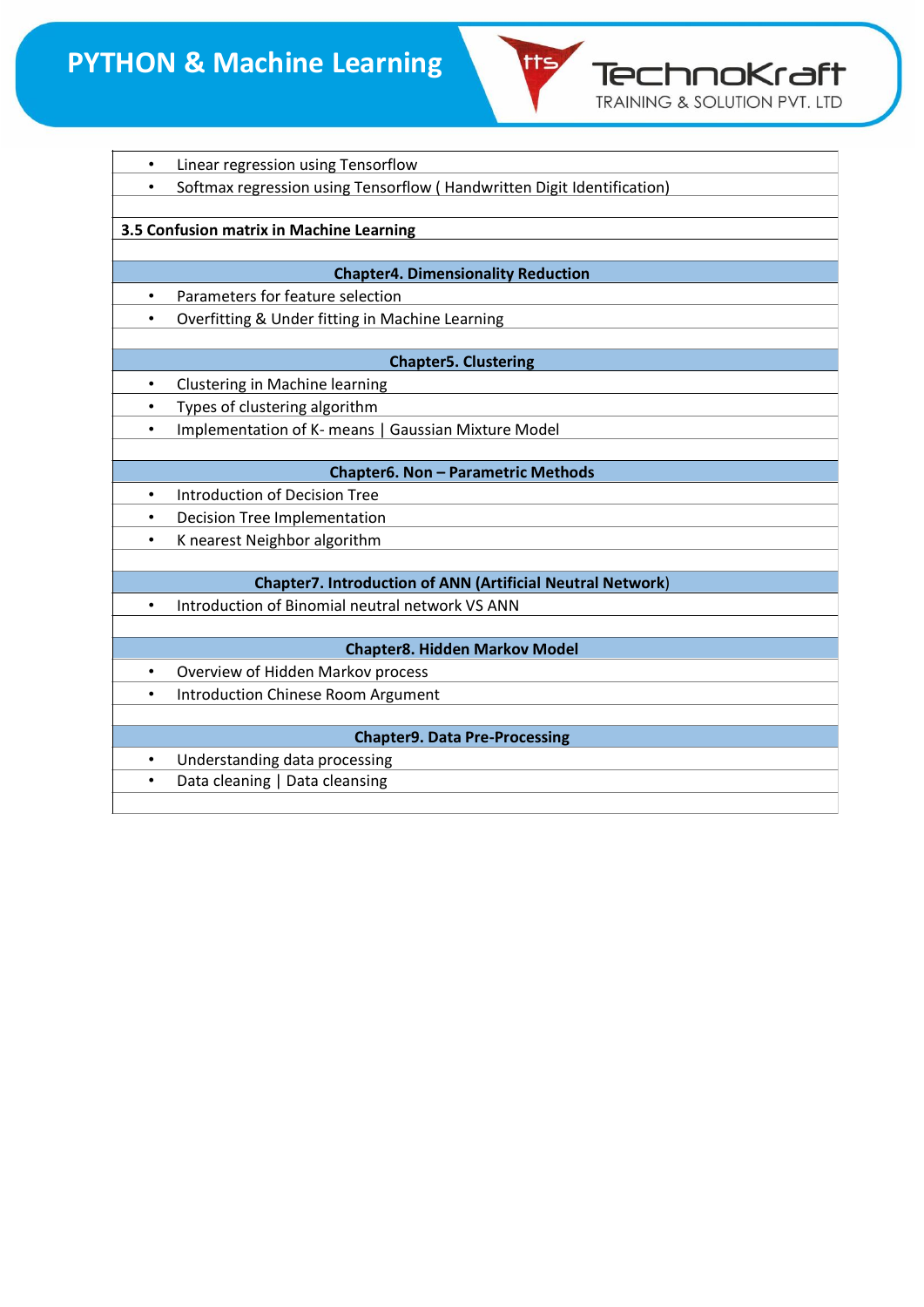- Linear regression using Tensorflow
- Softmax regression using Tensorflow ( Handwritten Digit Identification)

**3.5 Confusion matrix in Machine Learning**

### Chapter4. Dimensionality Reduction

- Parameters for feature selection
- Overfitting & Under fitting in Machine Learning

### Chapter5. Clustering

- Clustering in Machine learning
- Types of clustering algorithm
- Implementation of K- means | Gaussian Mixture Model

### Chapter6. Non – Parametric Methods

- Introduction of Decision Tree
- Decision Tree Implementation
- K nearest Neighbor algorithm

### Chapter7. Introduction of ANN (Artificial Neutral Network)

- Introduction of Binomial neutral network VS ANN

### Chapter8. Hidden Markov Model

- Overview of Hidden Markov process
- Introduction Chinese Room Argument

### Chapter9. Data Pre-Processing

- Understanding data processing
- Data cleaning | Data cleansing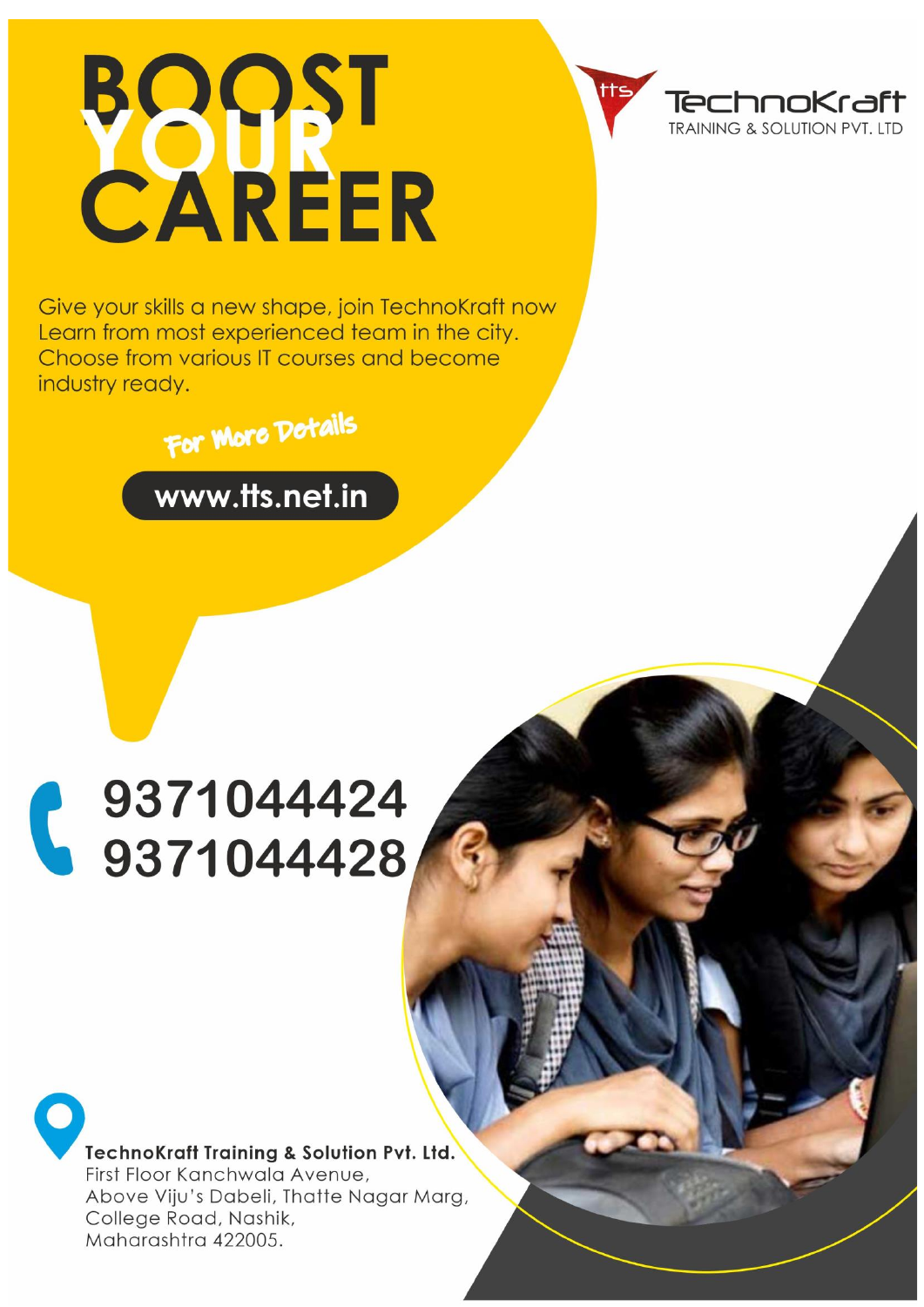# BOOST YOUR CAREER

TechnoKraft
TRAINING & SOLUTION PVT. LTD

Give your skills a new shape, join TechnoKraft now
Learn from most experienced team in the city.
Choose from various IT courses and become
industry ready.

For More Details

www.tts.net.in

9371044424
9371044428

**TechnoKraft Training & Solution Pvt. Ltd.**
First Floor Kanchwala Avenue,
Above Viju's Dabeli, Thatte Nagar Marg,
College Road, Nashik,
Maharashtra 422005.